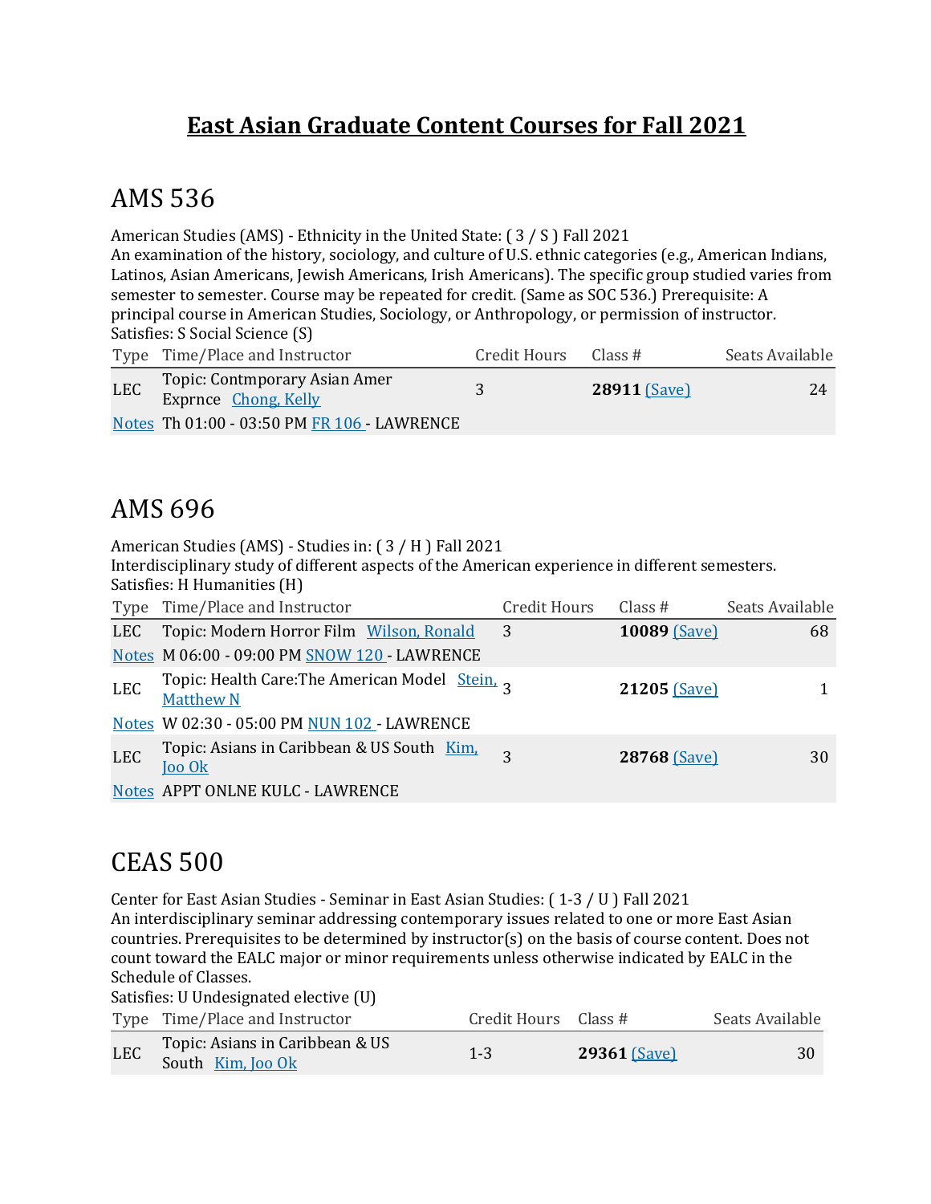# East Asian Graduate Content Courses for Fall 2021

## AMS 536

American Studies (AMS) - Ethnicity in the United State: ( 3 / S ) Fall 2021
An examination of the history, sociology, and culture of U.S. ethnic categories (e.g., American Indians, Latinos, Asian Americans, Jewish Americans, Irish Americans). The specific group studied varies from semester to semester. Course may be repeated for credit. (Same as SOC 536.) Prerequisite: A principal course in American Studies, Sociology, or Anthropology, or permission of instructor.
Satisfies: S Social Science (S)

| Type | Time/Place and Instructor | Credit Hours | Class # | Seats Available |
|---|---|---|---|---|
| LEC | Topic: Contmporary Asian Amer Exprnce Chong, Kelly | 3 | **28911** (Save) | 24 |
| Notes | Th 01:00 - 03:50 PM FR 106 - LAWRENCE | | | |

## AMS 696

American Studies (AMS) - Studies in: ( 3 / H ) Fall 2021
Interdisciplinary study of different aspects of the American experience in different semesters.
Satisfies: H Humanities (H)

| Type | Time/Place and Instructor | Credit Hours | Class # | Seats Available |
|---|---|---|---|---|
| LEC | Topic: Modern Horror Film Wilson, Ronald | 3 | **10089** (Save) | 68 |
| Notes | M 06:00 - 09:00 PM SNOW 120 - LAWRENCE | | | |
| LEC | Topic: Health Care:The American Model Stein, Matthew N | 3 | **21205** (Save) | 1 |
| Notes | W 02:30 - 05:00 PM NUN 102 - LAWRENCE | | | |
| LEC | Topic: Asians in Caribbean & US South Kim, Joo Ok | 3 | **28768** (Save) | 30 |
| Notes | APPT ONLNE KULC - LAWRENCE | | | |

## CEAS 500

Center for East Asian Studies - Seminar in East Asian Studies: ( 1-3 / U ) Fall 2021
An interdisciplinary seminar addressing contemporary issues related to one or more East Asian countries. Prerequisites to be determined by instructor(s) on the basis of course content. Does not count toward the EALC major or minor requirements unless otherwise indicated by EALC in the Schedule of Classes.
Satisfies: U Undesignated elective (U)

| Type | Time/Place and Instructor | Credit Hours | Class # | Seats Available |
|---|---|---|---|---|
| LEC | Topic: Asians in Caribbean & US South Kim, Joo Ok | 1-3 | **29361** (Save) | 30 |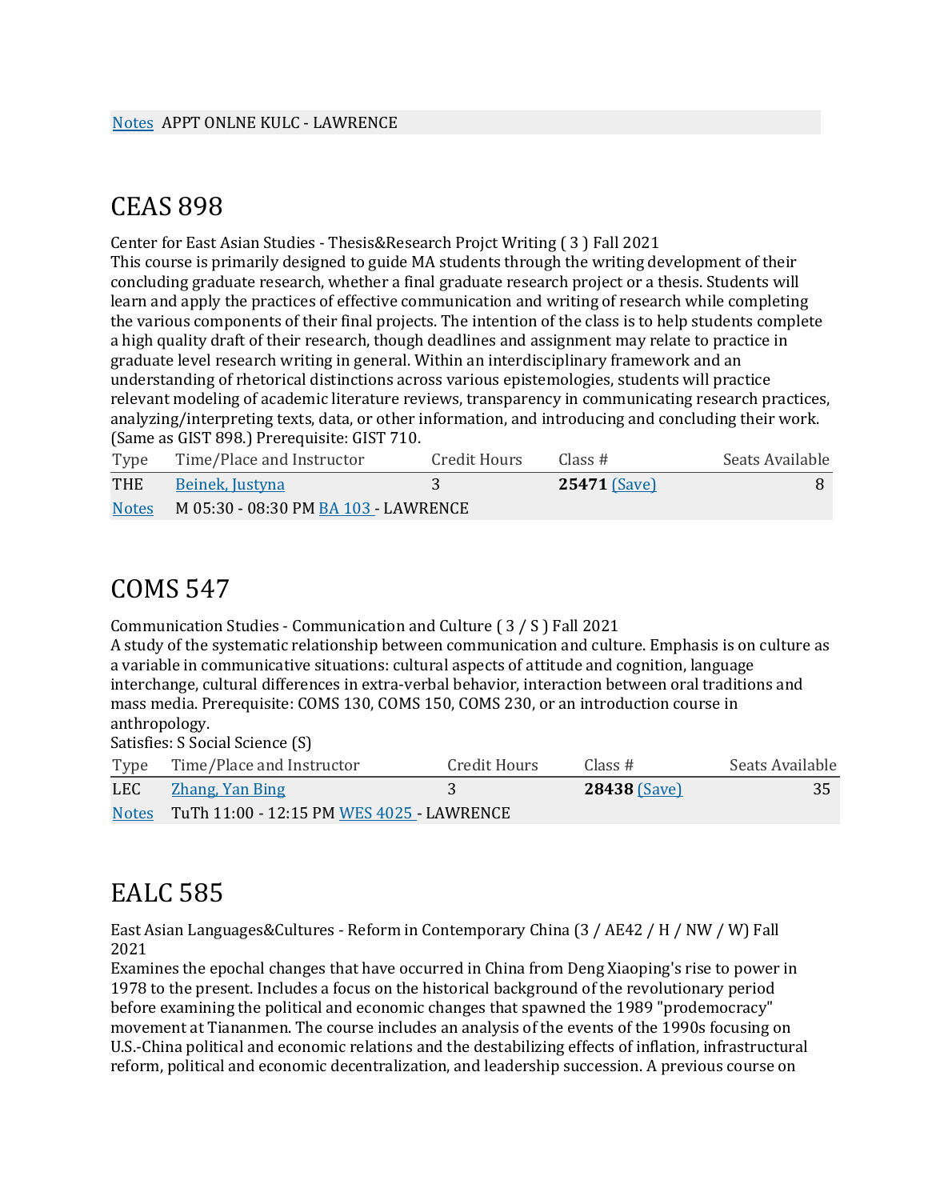| | |
|---|---|
| Notes | APPT ONLNE KULC - LAWRENCE |

# CEAS 898

Center for East Asian Studies - Thesis&Research Projct Writing ( 3 ) Fall 2021
This course is primarily designed to guide MA students through the writing development of their concluding graduate research, whether a final graduate research project or a thesis. Students will learn and apply the practices of effective communication and writing of research while completing the various components of their final projects. The intention of the class is to help students complete a high quality draft of their research, though deadlines and assignment may relate to practice in graduate level research writing in general. Within an interdisciplinary framework and an understanding of rhetorical distinctions across various epistemologies, students will practice relevant modeling of academic literature reviews, transparency in communicating research practices, analyzing/interpreting texts, data, or other information, and introducing and concluding their work. (Same as GIST 898.) Prerequisite: GIST 710.

| Type | Time/Place and Instructor | Credit Hours | Class # | Seats Available |
|---|---|---|---|---|
| THE | Beinek, Justyna | 3 | **25471** (Save) | 8 |
| Notes | M 05:30 - 08:30 PM BA 103 - LAWRENCE | | | |

# COMS 547

Communication Studies - Communication and Culture ( 3 / S ) Fall 2021
A study of the systematic relationship between communication and culture. Emphasis is on culture as a variable in communicative situations: cultural aspects of attitude and cognition, language interchange, cultural differences in extra-verbal behavior, interaction between oral traditions and mass media. Prerequisite: COMS 130, COMS 150, COMS 230, or an introduction course in anthropology.
Satisfies: S Social Science (S)

| Type | Time/Place and Instructor | Credit Hours | Class # | Seats Available |
|---|---|---|---|---|
| LEC | Zhang, Yan Bing | 3 | **28438** (Save) | 35 |
| Notes | TuTh 11:00 - 12:15 PM WES 4025 - LAWRENCE | | | |

# EALC 585

East Asian Languages&Cultures - Reform in Contemporary China (3 / AE42 / H / NW / W) Fall 2021
Examines the epochal changes that have occurred in China from Deng Xiaoping's rise to power in 1978 to the present. Includes a focus on the historical background of the revolutionary period before examining the political and economic changes that spawned the 1989 "prodemocracy" movement at Tiananmen. The course includes an analysis of the events of the 1990s focusing on U.S.-China political and economic relations and the destabilizing effects of inflation, infrastructural reform, political and economic decentralization, and leadership succession. A previous course on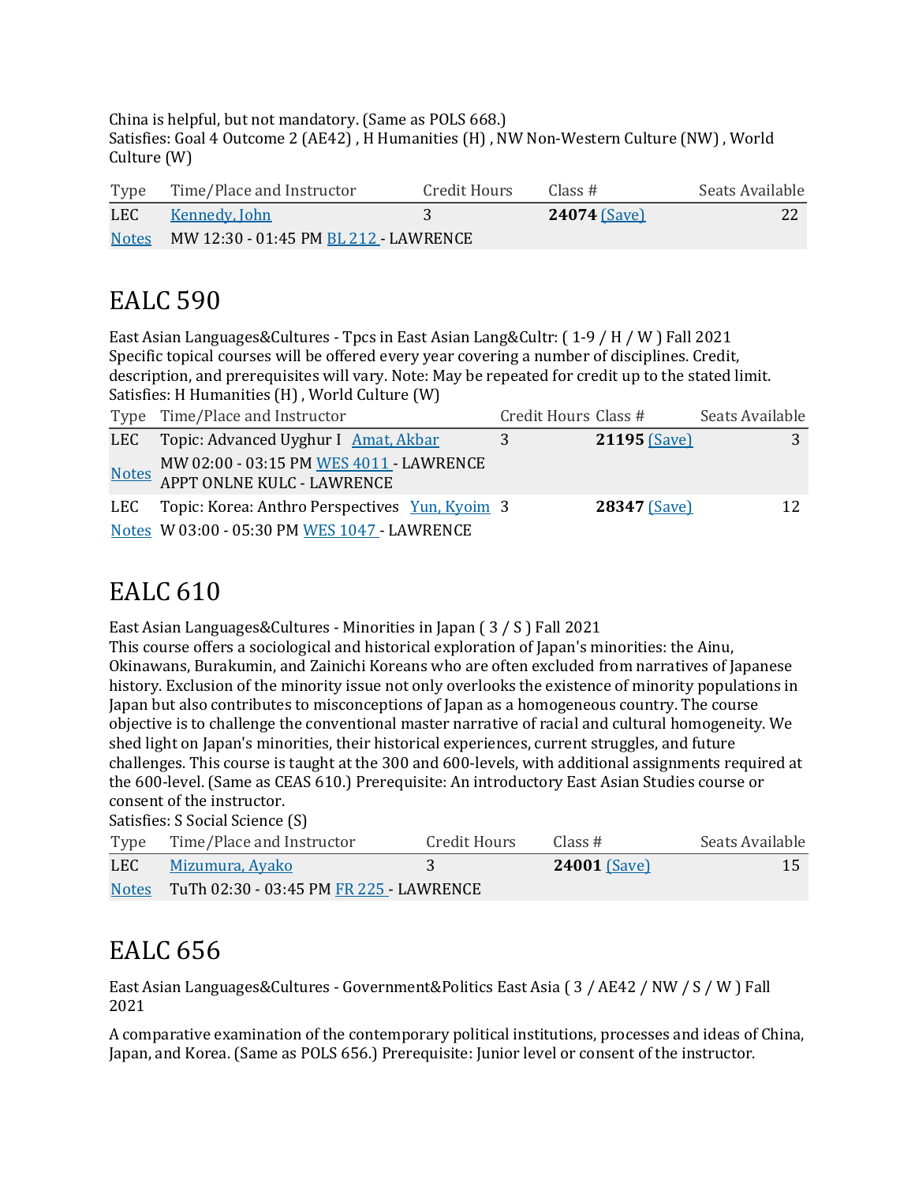China is helpful, but not mandatory. (Same as POLS 668.)
Satisfies: Goal 4 Outcome 2 (AE42) , H Humanities (H) , NW Non-Western Culture (NW) , World Culture (W)

| Type | Time/Place and Instructor | Credit Hours | Class # | Seats Available |
|---|---|---|---|---|
| LEC | Kennedy, John | 3 | **24074** (Save) | 22 |
| Notes | MW 12:30 - 01:45 PM BL 212 - LAWRENCE | | | |

# EALC 590

East Asian Languages&Cultures - Tpcs in East Asian Lang&Cultr: ( 1-9 / H / W ) Fall 2021
Specific topical courses will be offered every year covering a number of disciplines. Credit, description, and prerequisites will vary. Note: May be repeated for credit up to the stated limit.
Satisfies: H Humanities (H) , World Culture (W)

| Type | Time/Place and Instructor | Credit Hours | Class # | Seats Available |
|---|---|---|---|---|
| LEC | Topic: Advanced Uyghur I Amat, Akbar | 3 | **21195** (Save) | 3 |
| Notes | MW 02:00 - 03:15 PM WES 4011 - LAWRENCE<br>APPT ONLNE KULC - LAWRENCE | | | |
| LEC | Topic: Korea: Anthro Perspectives Yun, Kyoim | 3 | **28347** (Save) | 12 |
| Notes | W 03:00 - 05:30 PM WES 1047 - LAWRENCE | | | |

# EALC 610

East Asian Languages&Cultures - Minorities in Japan ( 3 / S ) Fall 2021
This course offers a sociological and historical exploration of Japan's minorities: the Ainu, Okinawans, Burakumin, and Zainichi Koreans who are often excluded from narratives of Japanese history. Exclusion of the minority issue not only overlooks the existence of minority populations in Japan but also contributes to misconceptions of Japan as a homogeneous country. The course objective is to challenge the conventional master narrative of racial and cultural homogeneity. We shed light on Japan's minorities, their historical experiences, current struggles, and future challenges. This course is taught at the 300 and 600-levels, with additional assignments required at the 600-level. (Same as CEAS 610.) Prerequisite: An introductory East Asian Studies course or consent of the instructor.
Satisfies: S Social Science (S)

| Type | Time/Place and Instructor | Credit Hours | Class # | Seats Available |
|---|---|---|---|---|
| LEC | Mizumura, Ayako | 3 | **24001** (Save) | 15 |
| Notes | TuTh 02:30 - 03:45 PM FR 225 - LAWRENCE | | | |

# EALC 656

East Asian Languages&Cultures - Government&Politics East Asia ( 3 / AE42 / NW / S / W ) Fall 2021

A comparative examination of the contemporary political institutions, processes and ideas of China, Japan, and Korea. (Same as POLS 656.) Prerequisite: Junior level or consent of the instructor.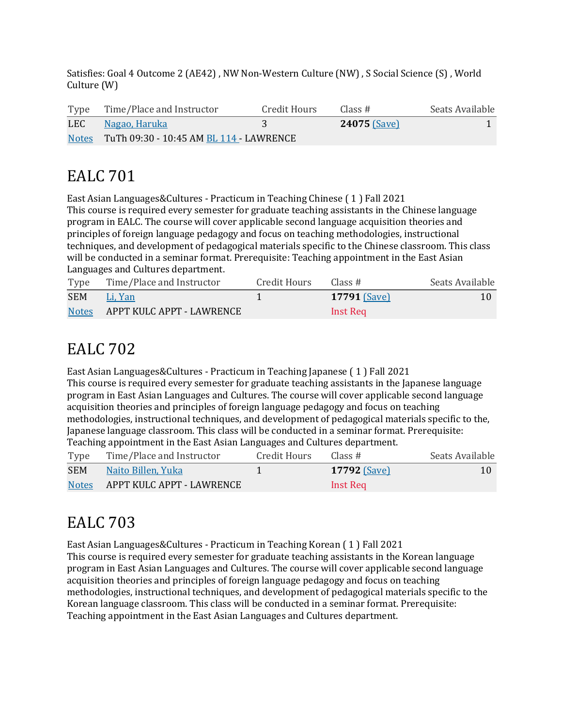Satisfies: Goal 4 Outcome 2 (AE42) , NW Non-Western Culture (NW) , S Social Science (S) , World Culture (W)

| Type | Time/Place and Instructor | Credit Hours | Class # | Seats Available |
|---|---|---|---|---|
| LEC | Nagao, Haruka | 3 | **24075** (Save) | 1 |
| Notes | TuTh 09:30 - 10:45 AM BL 114 - LAWRENCE | | | |

# EALC 701

East Asian Languages&Cultures - Practicum in Teaching Chinese ( 1 ) Fall 2021
This course is required every semester for graduate teaching assistants in the Chinese language program in EALC. The course will cover applicable second language acquisition theories and principles of foreign language pedagogy and focus on teaching methodologies, instructional techniques, and development of pedagogical materials specific to the Chinese classroom. This class will be conducted in a seminar format. Prerequisite: Teaching appointment in the East Asian Languages and Cultures department.

| Type | Time/Place and Instructor | Credit Hours | Class # | Seats Available |
|---|---|---|---|---|
| SEM | Li, Yan | 1 | **17791** (Save) | 10 |
| Notes | APPT KULC APPT - LAWRENCE | | Inst Req | |

# EALC 702

East Asian Languages&Cultures - Practicum in Teaching Japanese ( 1 ) Fall 2021
This course is required every semester for graduate teaching assistants in the Japanese language program in East Asian Languages and Cultures. The course will cover applicable second language acquisition theories and principles of foreign language pedagogy and focus on teaching methodologies, instructional techniques, and development of pedagogical materials specific to the, Japanese language classroom. This class will be conducted in a seminar format. Prerequisite: Teaching appointment in the East Asian Languages and Cultures department.

| Type | Time/Place and Instructor | Credit Hours | Class # | Seats Available |
|---|---|---|---|---|
| SEM | Naito Billen, Yuka | 1 | **17792** (Save) | 10 |
| Notes | APPT KULC APPT - LAWRENCE | | Inst Req | |

# EALC 703

East Asian Languages&Cultures - Practicum in Teaching Korean ( 1 ) Fall 2021
This course is required every semester for graduate teaching assistants in the Korean language program in East Asian Languages and Cultures. The course will cover applicable second language acquisition theories and principles of foreign language pedagogy and focus on teaching methodologies, instructional techniques, and development of pedagogical materials specific to the Korean language classroom. This class will be conducted in a seminar format. Prerequisite: Teaching appointment in the East Asian Languages and Cultures department.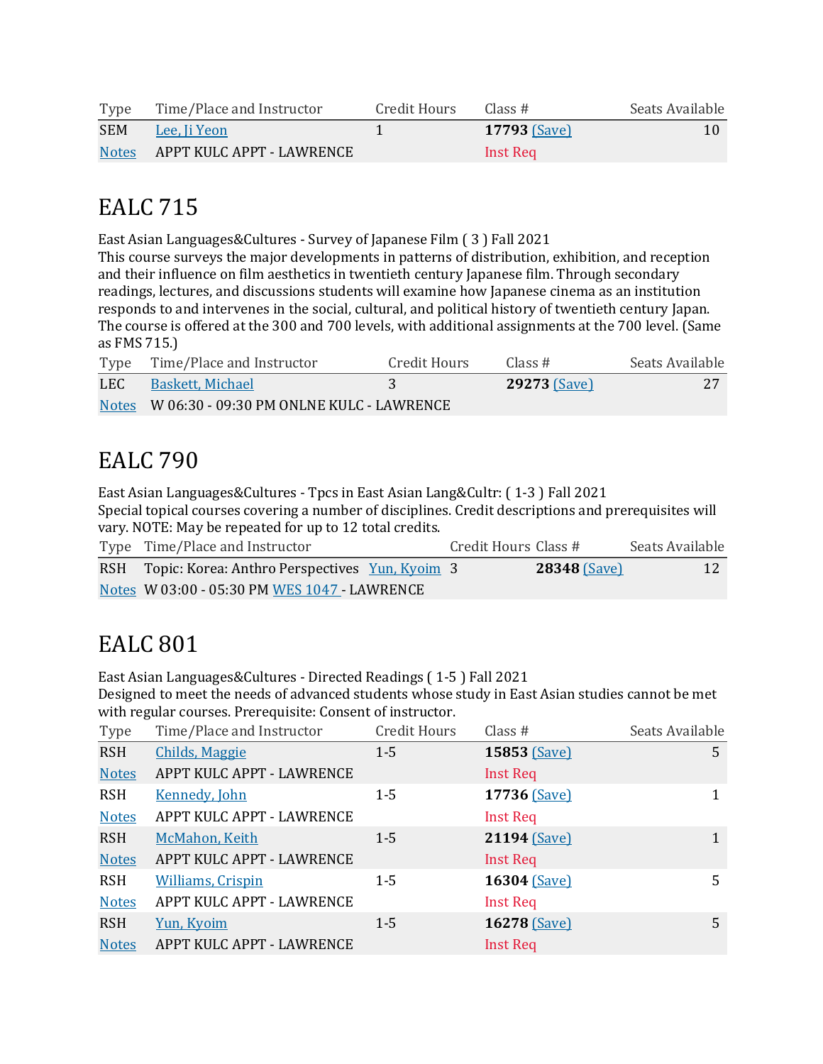| Type | Time/Place and Instructor | Credit Hours | Class # | Seats Available |
|---|---|---|---|---|
| SEM | Lee, Ji Yeon | 1 | **17793** (Save) | 10 |
| Notes | APPT KULC APPT - LAWRENCE | | Inst Req | |

## EALC 715

East Asian Languages&Cultures - Survey of Japanese Film ( 3 ) Fall 2021
This course surveys the major developments in patterns of distribution, exhibition, and reception and their influence on film aesthetics in twentieth century Japanese film. Through secondary readings, lectures, and discussions students will examine how Japanese cinema as an institution responds to and intervenes in the social, cultural, and political history of twentieth century Japan. The course is offered at the 300 and 700 levels, with additional assignments at the 700 level. (Same as FMS 715.)

| Type | Time/Place and Instructor | Credit Hours | Class # | Seats Available |
|---|---|---|---|---|
| LEC | Baskett, Michael | 3 | **29273** (Save) | 27 |
| Notes | W 06:30 - 09:30 PM ONLNE KULC - LAWRENCE | | | |

## EALC 790

East Asian Languages&Cultures - Tpcs in East Asian Lang&Cultr: ( 1-3 ) Fall 2021
Special topical courses covering a number of disciplines. Credit descriptions and prerequisites will vary. NOTE: May be repeated for up to 12 total credits.

| Type | Time/Place and Instructor | Credit Hours | Class # | Seats Available |
|---|---|---|---|---|
| RSH | Topic: Korea: Anthro Perspectives Yun, Kyoim | 3 | **28348** (Save) | 12 |
| Notes | W 03:00 - 05:30 PM WES 1047 - LAWRENCE | | | |

## EALC 801

East Asian Languages&Cultures - Directed Readings ( 1-5 ) Fall 2021
Designed to meet the needs of advanced students whose study in East Asian studies cannot be met with regular courses. Prerequisite: Consent of instructor.

| Type | Time/Place and Instructor | Credit Hours | Class # | Seats Available |
|---|---|---|---|---|
| RSH | Childs, Maggie | 1-5 | **15853** (Save) | 5 |
| Notes | APPT KULC APPT - LAWRENCE | | Inst Req | |
| RSH | Kennedy, John | 1-5 | **17736** (Save) | 1 |
| Notes | APPT KULC APPT - LAWRENCE | | Inst Req | |
| RSH | McMahon, Keith | 1-5 | **21194** (Save) | 1 |
| Notes | APPT KULC APPT - LAWRENCE | | Inst Req | |
| RSH | Williams, Crispin | 1-5 | **16304** (Save) | 5 |
| Notes | APPT KULC APPT - LAWRENCE | | Inst Req | |
| RSH | Yun, Kyoim | 1-5 | **16278** (Save) | 5 |
| Notes | APPT KULC APPT - LAWRENCE | | Inst Req | |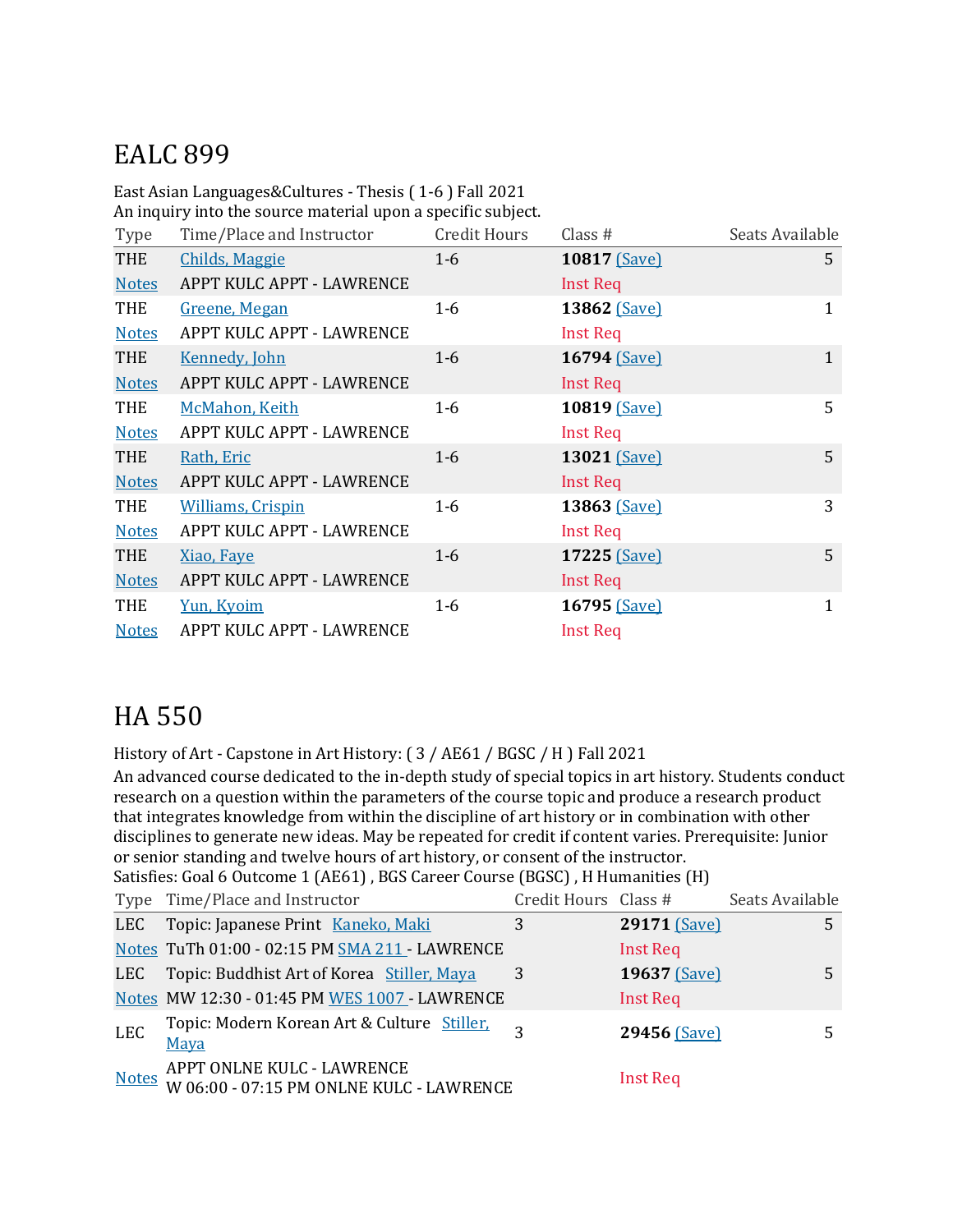## EALC 899

East Asian Languages&Cultures - Thesis ( 1-6 ) Fall 2021
An inquiry into the source material upon a specific subject.

| Type | Time/Place and Instructor | Credit Hours | Class # | Seats Available |
|---|---|---|---|---|
| THE | Childs, Maggie | 1-6 | **10817** (Save) | 5 |
| Notes | APPT KULC APPT - LAWRENCE | | Inst Req | |
| THE | Greene, Megan | 1-6 | **13862** (Save) | 1 |
| Notes | APPT KULC APPT - LAWRENCE | | Inst Req | |
| THE | Kennedy, John | 1-6 | **16794** (Save) | 1 |
| Notes | APPT KULC APPT - LAWRENCE | | Inst Req | |
| THE | McMahon, Keith | 1-6 | **10819** (Save) | 5 |
| Notes | APPT KULC APPT - LAWRENCE | | Inst Req | |
| THE | Rath, Eric | 1-6 | **13021** (Save) | 5 |
| Notes | APPT KULC APPT - LAWRENCE | | Inst Req | |
| THE | Williams, Crispin | 1-6 | **13863** (Save) | 3 |
| Notes | APPT KULC APPT - LAWRENCE | | Inst Req | |
| THE | Xiao, Faye | 1-6 | **17225** (Save) | 5 |
| Notes | APPT KULC APPT - LAWRENCE | | Inst Req | |
| THE | Yun, Kyoim | 1-6 | **16795** (Save) | 1 |
| Notes | APPT KULC APPT - LAWRENCE | | Inst Req | |

## HA 550

History of Art - Capstone in Art History: ( 3 / AE61 / BGSC / H ) Fall 2021
An advanced course dedicated to the in-depth study of special topics in art history. Students conduct research on a question within the parameters of the course topic and produce a research product that integrates knowledge from within the discipline of art history or in combination with other disciplines to generate new ideas. May be repeated for credit if content varies. Prerequisite: Junior or senior standing and twelve hours of art history, or consent of the instructor.
Satisfies: Goal 6 Outcome 1 (AE61) , BGS Career Course (BGSC) , H Humanities (H)

| Type | Time/Place and Instructor | Credit Hours | Class # | Seats Available |
|---|---|---|---|---|
| LEC | Topic: Japanese Print Kaneko, Maki | 3 | **29171** (Save) | 5 |
| Notes | TuTh 01:00 - 02:15 PM SMA 211 - LAWRENCE | | Inst Req | |
| LEC | Topic: Buddhist Art of Korea Stiller, Maya | 3 | **19637** (Save) | 5 |
| Notes | MW 12:30 - 01:45 PM WES 1007 - LAWRENCE | | Inst Req | |
| LEC | Topic: Modern Korean Art & Culture Stiller, Maya | 3 | **29456** (Save) | 5 |
| Notes | APPT ONLNE KULC - LAWRENCE<br>W 06:00 - 07:15 PM ONLNE KULC - LAWRENCE | | Inst Req | |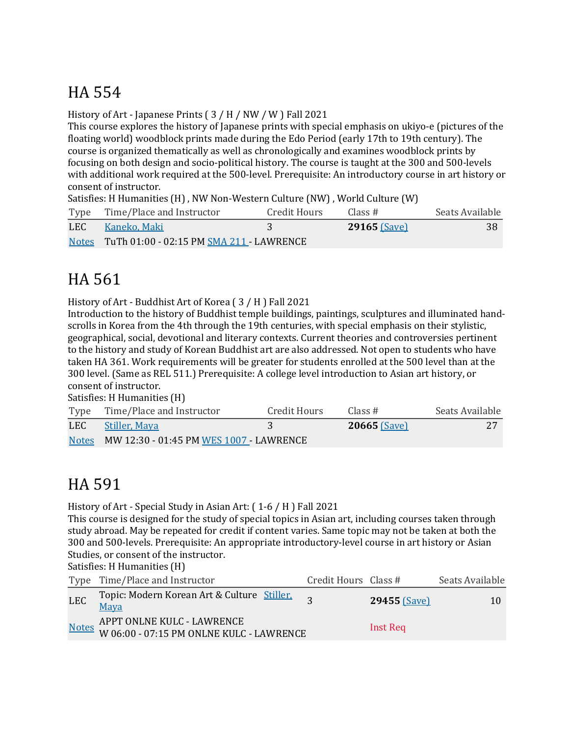# HA 554

History of Art - Japanese Prints ( 3 / H / NW / W ) Fall 2021
This course explores the history of Japanese prints with special emphasis on ukiyo-e (pictures of the floating world) woodblock prints made during the Edo Period (early 17th to 19th century). The course is organized thematically as well as chronologically and examines woodblock prints by focusing on both design and socio-political history. The course is taught at the 300 and 500-levels with additional work required at the 500-level. Prerequisite: An introductory course in art history or consent of instructor.
Satisfies: H Humanities (H) , NW Non-Western Culture (NW) , World Culture (W)

| Type | Time/Place and Instructor | Credit Hours | Class # | Seats Available |
|---|---|---|---|---|
| LEC | Kaneko, Maki | 3 | **29165** (Save) | 38 |
| Notes | TuTh 01:00 - 02:15 PM SMA 211 - LAWRENCE | | | |

# HA 561

History of Art - Buddhist Art of Korea ( 3 / H ) Fall 2021
Introduction to the history of Buddhist temple buildings, paintings, sculptures and illuminated hand-scrolls in Korea from the 4th through the 19th centuries, with special emphasis on their stylistic, geographical, social, devotional and literary contexts. Current theories and controversies pertinent to the history and study of Korean Buddhist art are also addressed. Not open to students who have taken HA 361. Work requirements will be greater for students enrolled at the 500 level than at the 300 level. (Same as REL 511.) Prerequisite: A college level introduction to Asian art history, or consent of instructor.
Satisfies: H Humanities (H)

| Type | Time/Place and Instructor | Credit Hours | Class # | Seats Available |
|---|---|---|---|---|
| LEC | Stiller, Maya | 3 | **20665** (Save) | 27 |
| Notes | MW 12:30 - 01:45 PM WES 1007 - LAWRENCE | | | |

# HA 591

History of Art - Special Study in Asian Art: ( 1-6 / H ) Fall 2021
This course is designed for the study of special topics in Asian art, including courses taken through study abroad. May be repeated for credit if content varies. Same topic may not be taken at both the 300 and 500-levels. Prerequisite: An appropriate introductory-level course in art history or Asian Studies, or consent of the instructor.
Satisfies: H Humanities (H)

| Type | Time/Place and Instructor | Credit Hours | Class # | Seats Available |
|---|---|---|---|---|
| LEC | Topic: Modern Korean Art & Culture Stiller, Maya | 3 | **29455** (Save) | 10 |
| Notes | APPT ONLNE KULC - LAWRENCE<br>W 06:00 - 07:15 PM ONLNE KULC - LAWRENCE | | Inst Req | |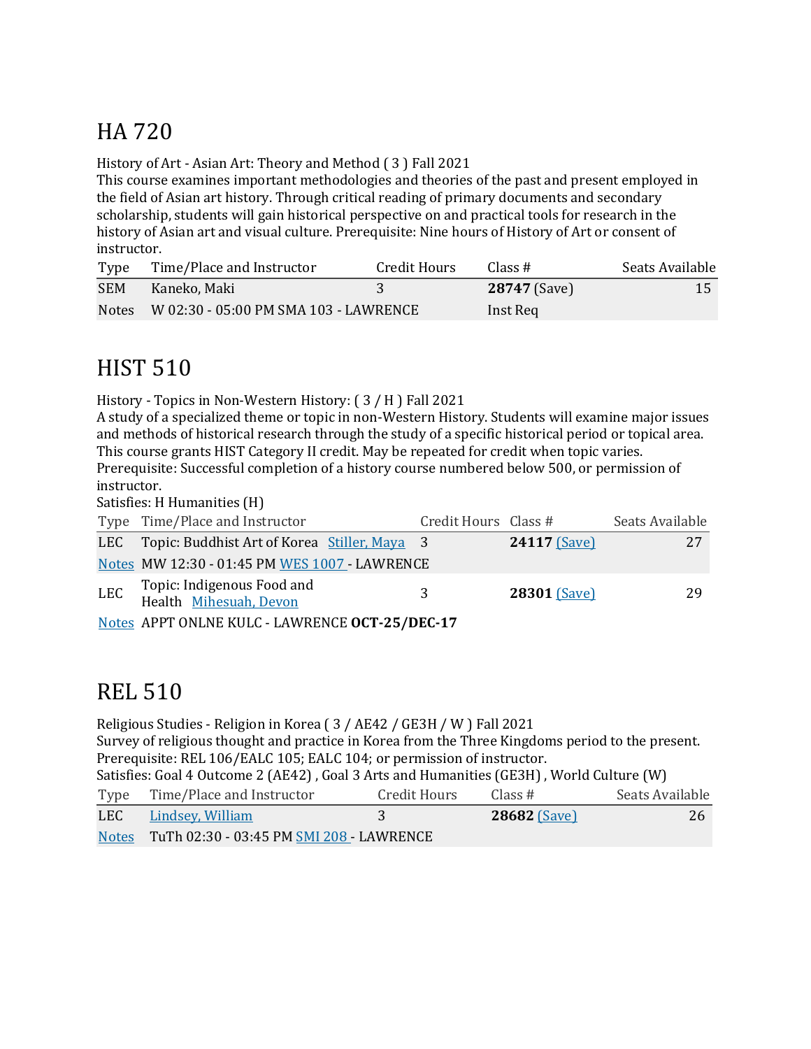# HA 720

History of Art - Asian Art: Theory and Method ( 3 ) Fall 2021

This course examines important methodologies and theories of the past and present employed in the field of Asian art history. Through critical reading of primary documents and secondary scholarship, students will gain historical perspective on and practical tools for research in the history of Asian art and visual culture. Prerequisite: Nine hours of History of Art or consent of instructor.

| Type | Time/Place and Instructor | Credit Hours | Class # | Seats Available |
|---|---|---|---|---|
| SEM | Kaneko, Maki | 3 | **28747** (Save) | 15 |
| Notes | W 02:30 - 05:00 PM SMA 103 - LAWRENCE | | Inst Req | |

# HIST 510

History - Topics in Non-Western History: ( 3 / H ) Fall 2021

A study of a specialized theme or topic in non-Western History. Students will examine major issues and methods of historical research through the study of a specific historical period or topical area. This course grants HIST Category II credit. May be repeated for credit when topic varies. Prerequisite: Successful completion of a history course numbered below 500, or permission of instructor.

Satisfies: H Humanities (H)

| Type | Time/Place and Instructor | Credit Hours | Class # | Seats Available |
|---|---|---|---|---|
| LEC | Topic: Buddhist Art of Korea Stiller, Maya | 3 | **24117** (Save) | 27 |
| Notes | MW 12:30 - 01:45 PM WES 1007 - LAWRENCE | | | |
| LEC | Topic: Indigenous Food and Health Mihesuah, Devon | 3 | **28301** (Save) | 29 |
| Notes | APPT ONLNE KULC - LAWRENCE **OCT-25/DEC-17** | | | |

# REL 510

Religious Studies - Religion in Korea ( 3 / AE42 / GE3H / W ) Fall 2021

Survey of religious thought and practice in Korea from the Three Kingdoms period to the present. Prerequisite: REL 106/EALC 105; EALC 104; or permission of instructor.

Satisfies: Goal 4 Outcome 2 (AE42) , Goal 3 Arts and Humanities (GE3H) , World Culture (W)

| Type | Time/Place and Instructor | Credit Hours | Class # | Seats Available |
|---|---|---|---|---|
| LEC | Lindsey, William | 3 | **28682** (Save) | 26 |
| Notes | TuTh 02:30 - 03:45 PM SMI 208 - LAWRENCE | | | |